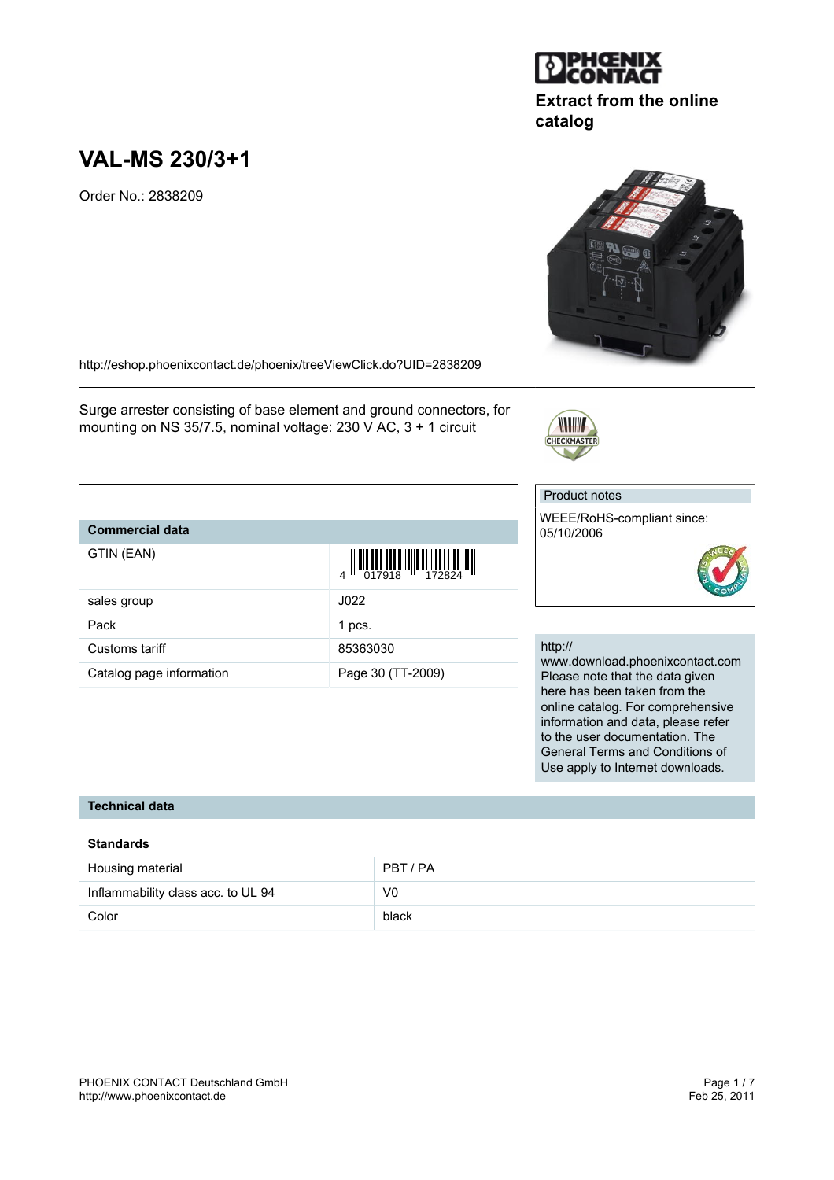Extract from the online catalog

# VAL-MS 230/3+1

Order No.: 2838209

http://eshop.phoenixcontact.de/phoenix/treeViewClick.do?UID=2838209

Surge arrester consisting of base element and ground connectors, for mounting on NS 35/7.5, nominal voltage: 230 V AC, 3 + 1 circuit

| Commercial data | |
|---|---|
| GTIN (EAN) | 4 017918 172824 |
| sales group | J022 |
| Pack | 1 pcs. |
| Customs tariff | 85363030 |
| Catalog page information | Page 30 (TT-2009) |

Product notes

WEEE/RoHS-compliant since: 05/10/2006

http://www.download.phoenixcontact.com Please note that the data given here has been taken from the online catalog. For comprehensive information and data, please refer to the user documentation. The General Terms and Conditions of Use apply to Internet downloads.

## Technical data

### Standards

| | |
|---|---|
| Housing material | PBT / PA |
| Inflammability class acc. to UL 94 | V0 |
| Color | black |

PHOENIX CONTACT Deutschland GmbH
http://www.phoenixcontact.de

Feb 25, 2011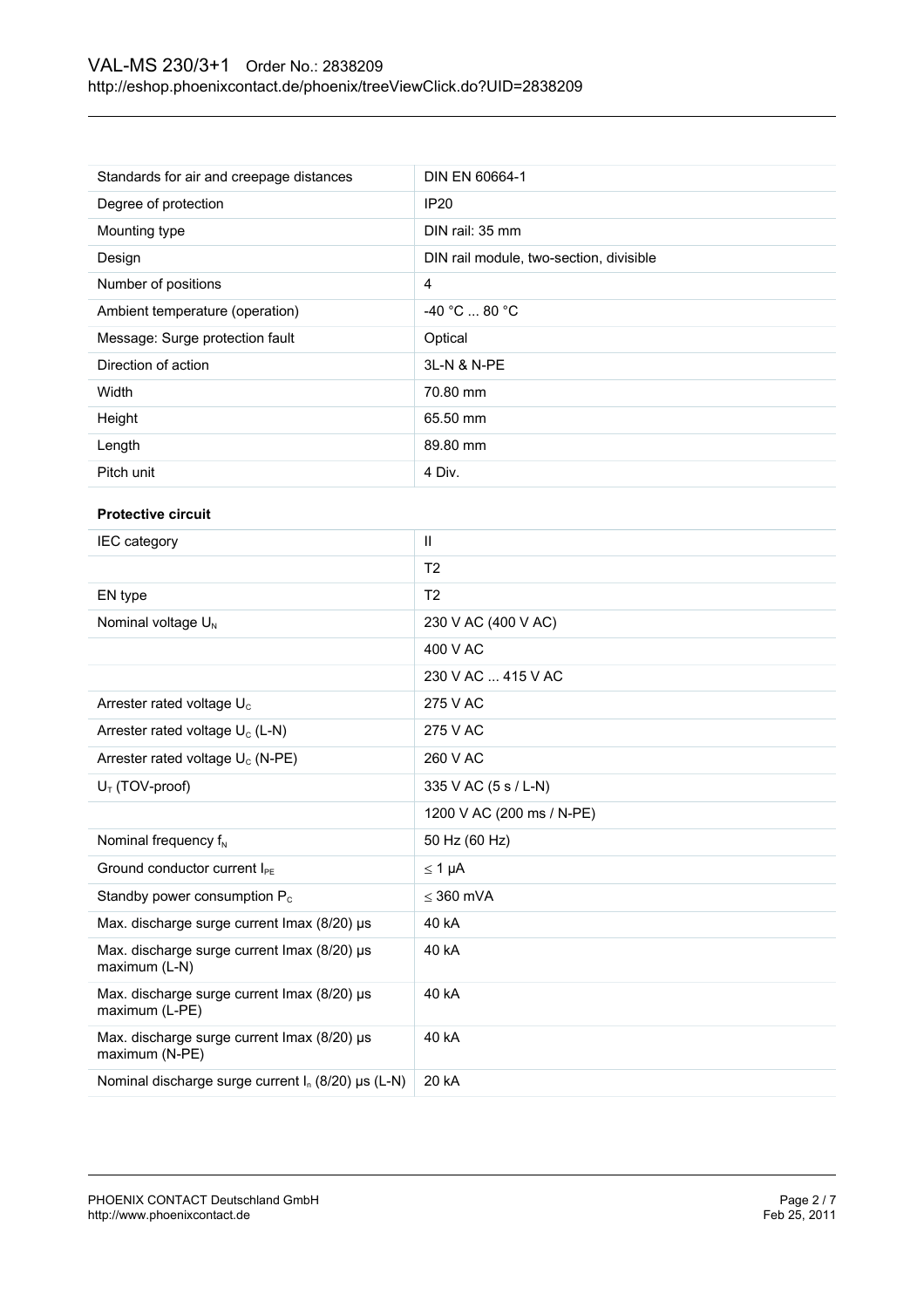| | |
|---|---|
| Standards for air and creepage distances | DIN EN 60664-1 |
| Degree of protection | IP20 |
| Mounting type | DIN rail: 35 mm |
| Design | DIN rail module, two-section, divisible |
| Number of positions | 4 |
| Ambient temperature (operation) | -40 °C ... 80 °C |
| Message: Surge protection fault | Optical |
| Direction of action | 3L-N & N-PE |
| Width | 70.80 mm |
| Height | 65.50 mm |
| Length | 89.80 mm |
| Pitch unit | 4 Div. |

**Protective circuit**

| | |
|---|---|
| IEC category | II |
| | T2 |
| EN type | T2 |
| Nominal voltage $U_N$ | 230 V AC (400 V AC) |
| | 400 V AC |
| | 230 V AC ... 415 V AC |
| Arrester rated voltage $U_C$ | 275 V AC |
| Arrester rated voltage $U_C$ (L-N) | 275 V AC |
| Arrester rated voltage $U_C$ (N-PE) | 260 V AC |
| $U_T$ (TOV-proof) | 335 V AC (5 s / L-N) |
| | 1200 V AC (200 ms / N-PE) |
| Nominal frequency $f_N$ | 50 Hz (60 Hz) |
| Ground conductor current $I_{PE}$ | ≤ 1 µA |
| Standby power consumption $P_C$ | ≤ 360 mVA |
| Max. discharge surge current Imax (8/20) µs | 40 kA |
| Max. discharge surge current Imax (8/20) µs maximum (L-N) | 40 kA |
| Max. discharge surge current Imax (8/20) µs maximum (L-PE) | 40 kA |
| Max. discharge surge current Imax (8/20) µs maximum (N-PE) | 40 kA |
| Nominal discharge surge current $I_n$ (8/20) µs (L-N) | 20 kA |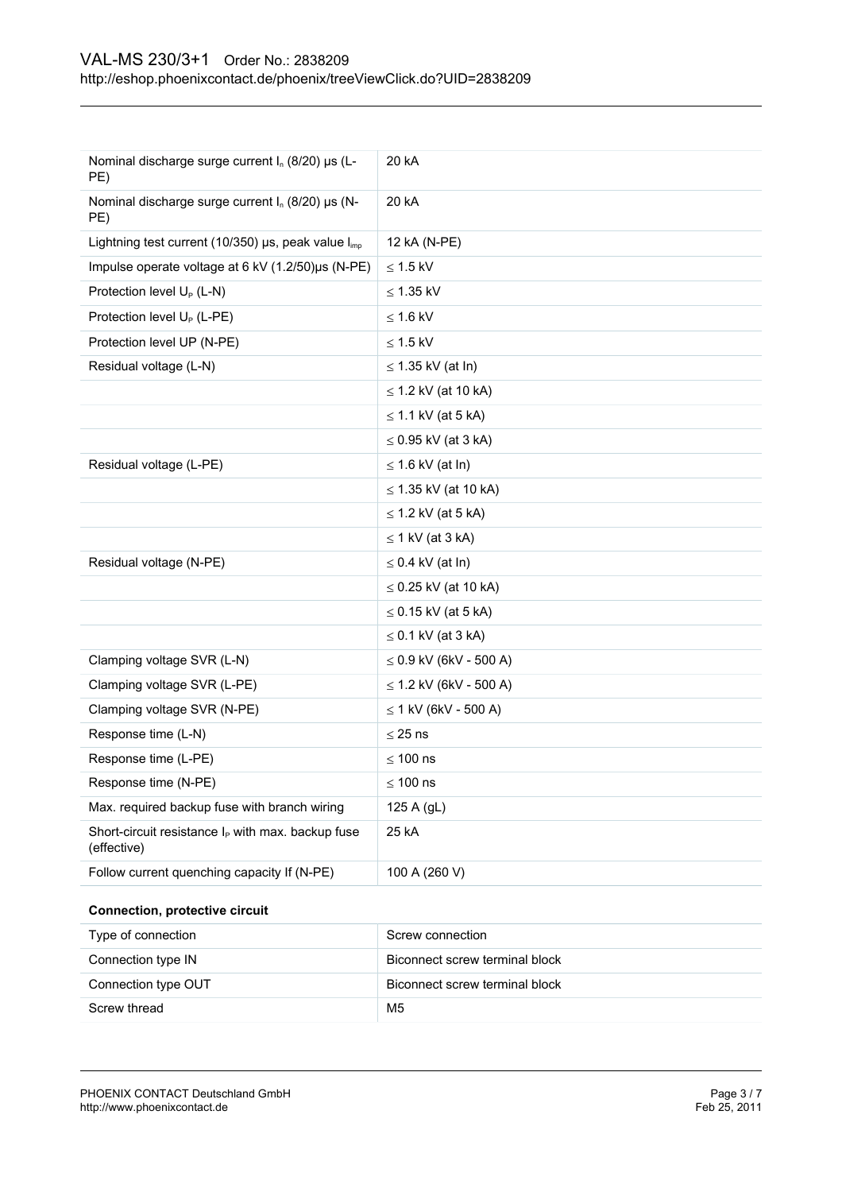| | |
|---|---|
| Nominal discharge surge current $I_n$ (8/20) µs (L-PE) | 20 kA |
| Nominal discharge surge current $I_n$ (8/20) µs (N-PE) | 20 kA |
| Lightning test current (10/350) µs, peak value $I_{imp}$ | 12 kA (N-PE) |
| Impulse operate voltage at 6 kV (1.2/50)µs (N-PE) | ≤ 1.5 kV |
| Protection level $U_P$ (L-N) | ≤ 1.35 kV |
| Protection level $U_P$ (L-PE) | ≤ 1.6 kV |
| Protection level UP (N-PE) | ≤ 1.5 kV |
| Residual voltage (L-N) | ≤ 1.35 kV (at In) |
| | ≤ 1.2 kV (at 10 kA) |
| | ≤ 1.1 kV (at 5 kA) |
| | ≤ 0.95 kV (at 3 kA) |
| Residual voltage (L-PE) | ≤ 1.6 kV (at In) |
| | ≤ 1.35 kV (at 10 kA) |
| | ≤ 1.2 kV (at 5 kA) |
| | ≤ 1 kV (at 3 kA) |
| Residual voltage (N-PE) | ≤ 0.4 kV (at In) |
| | ≤ 0.25 kV (at 10 kA) |
| | ≤ 0.15 kV (at 5 kA) |
| | ≤ 0.1 kV (at 3 kA) |
| Clamping voltage SVR (L-N) | ≤ 0.9 kV (6kV - 500 A) |
| Clamping voltage SVR (L-PE) | ≤ 1.2 kV (6kV - 500 A) |
| Clamping voltage SVR (N-PE) | ≤ 1 kV (6kV - 500 A) |
| Response time (L-N) | ≤ 25 ns |
| Response time (L-PE) | ≤ 100 ns |
| Response time (N-PE) | ≤ 100 ns |
| Max. required backup fuse with branch wiring | 125 A (gL) |
| Short-circuit resistance $I_P$ with max. backup fuse (effective) | 25 kA |
| Follow current quenching capacity If (N-PE) | 100 A (260 V) |

**Connection, protective circuit**

| | |
|---|---|
| Type of connection | Screw connection |
| Connection type IN | Biconnect screw terminal block |
| Connection type OUT | Biconnect screw terminal block |
| Screw thread | M5 |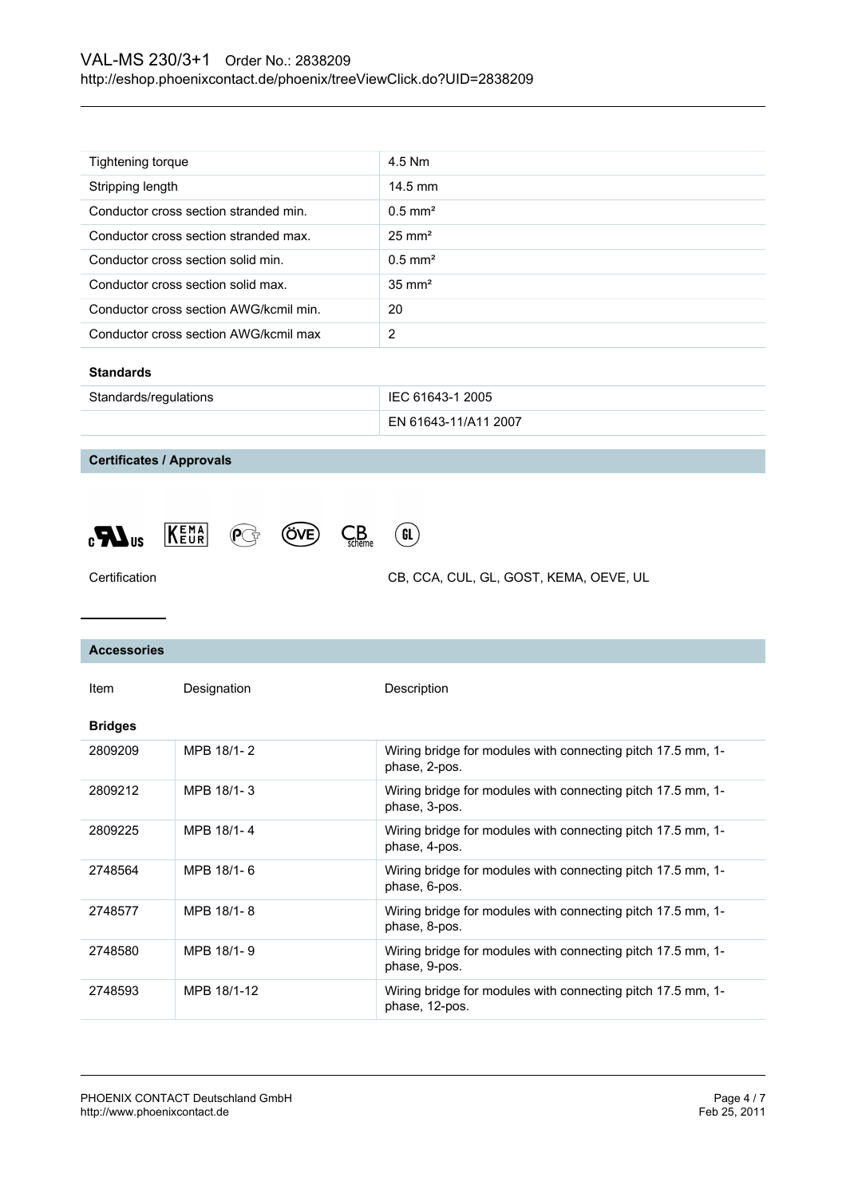| | |
|---|---|
| Tightening torque | 4.5 Nm |
| Stripping length | 14.5 mm |
| Conductor cross section stranded min. | 0.5 mm² |
| Conductor cross section stranded max. | 25 mm² |
| Conductor cross section solid min. | 0.5 mm² |
| Conductor cross section solid max. | 35 mm² |
| Conductor cross section AWG/kcmil min. | 20 |
| Conductor cross section AWG/kcmil max | 2 |

**Standards**

| | |
|---|---|
| Standards/regulations | IEC 61643-1 2005 |
| | EN 61643-11/A11 2007 |

## Certificates / Approvals

| | |
|---|---|
| Certification | CB, CCA, CUL, GL, GOST, KEMA, OEVE, UL |

## Accessories

| Item | Designation | Description |
|---|---|---|
| **Bridges** | | |
| 2809209 | MPB 18/1- 2 | Wiring bridge for modules with connecting pitch 17.5 mm, 1-phase, 2-pos. |
| 2809212 | MPB 18/1- 3 | Wiring bridge for modules with connecting pitch 17.5 mm, 1-phase, 3-pos. |
| 2809225 | MPB 18/1- 4 | Wiring bridge for modules with connecting pitch 17.5 mm, 1-phase, 4-pos. |
| 2748564 | MPB 18/1- 6 | Wiring bridge for modules with connecting pitch 17.5 mm, 1-phase, 6-pos. |
| 2748577 | MPB 18/1- 8 | Wiring bridge for modules with connecting pitch 17.5 mm, 1-phase, 8-pos. |
| 2748580 | MPB 18/1- 9 | Wiring bridge for modules with connecting pitch 17.5 mm, 1-phase, 9-pos. |
| 2748593 | MPB 18/1-12 | Wiring bridge for modules with connecting pitch 17.5 mm, 1-phase, 12-pos. |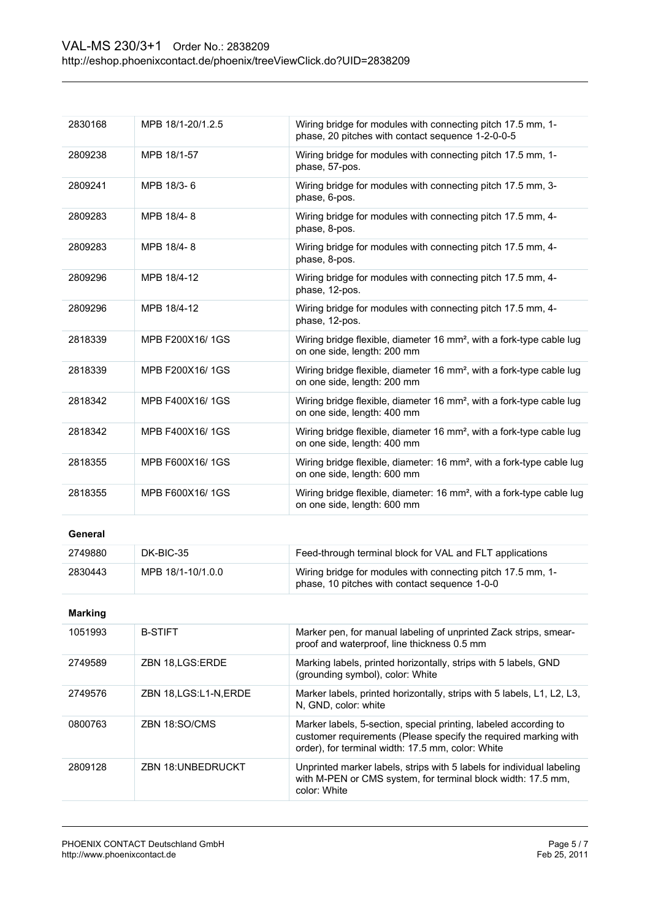| | | |
|---|---|---|
| 2830168 | MPB 18/1-20/1.2.5 | Wiring bridge for modules with connecting pitch 17.5 mm, 1-phase, 20 pitches with contact sequence 1-2-0-0-5 |
| 2809238 | MPB 18/1-57 | Wiring bridge for modules with connecting pitch 17.5 mm, 1-phase, 57-pos. |
| 2809241 | MPB 18/3- 6 | Wiring bridge for modules with connecting pitch 17.5 mm, 3-phase, 6-pos. |
| 2809283 | MPB 18/4- 8 | Wiring bridge for modules with connecting pitch 17.5 mm, 4-phase, 8-pos. |
| 2809283 | MPB 18/4- 8 | Wiring bridge for modules with connecting pitch 17.5 mm, 4-phase, 8-pos. |
| 2809296 | MPB 18/4-12 | Wiring bridge for modules with connecting pitch 17.5 mm, 4-phase, 12-pos. |
| 2809296 | MPB 18/4-12 | Wiring bridge for modules with connecting pitch 17.5 mm, 4-phase, 12-pos. |
| 2818339 | MPB F200X16/ 1GS | Wiring bridge flexible, diameter 16 mm², with a fork-type cable lug on one side, length: 200 mm |
| 2818339 | MPB F200X16/ 1GS | Wiring bridge flexible, diameter 16 mm², with a fork-type cable lug on one side, length: 200 mm |
| 2818342 | MPB F400X16/ 1GS | Wiring bridge flexible, diameter 16 mm², with a fork-type cable lug on one side, length: 400 mm |
| 2818342 | MPB F400X16/ 1GS | Wiring bridge flexible, diameter 16 mm², with a fork-type cable lug on one side, length: 400 mm |
| 2818355 | MPB F600X16/ 1GS | Wiring bridge flexible, diameter: 16 mm², with a fork-type cable lug on one side, length: 600 mm |
| 2818355 | MPB F600X16/ 1GS | Wiring bridge flexible, diameter: 16 mm², with a fork-type cable lug on one side, length: 600 mm |

**General**

| | | |
|---|---|---|
| 2749880 | DK-BIC-35 | Feed-through terminal block for VAL and FLT applications |
| 2830443 | MPB 18/1-10/1.0.0 | Wiring bridge for modules with connecting pitch 17.5 mm, 1-phase, 10 pitches with contact sequence 1-0-0 |

**Marking**

| | | |
|---|---|---|
| 1051993 | B-STIFT | Marker pen, for manual labeling of unprinted Zack strips, smear-proof and waterproof, line thickness 0.5 mm |
| 2749589 | ZBN 18,LGS:ERDE | Marking labels, printed horizontally, strips with 5 labels, GND (grounding symbol), color: White |
| 2749576 | ZBN 18,LGS:L1-N,ERDE | Marker labels, printed horizontally, strips with 5 labels, L1, L2, L3, N, GND, color: white |
| 0800763 | ZBN 18:SO/CMS | Marker labels, 5-section, special printing, labeled according to customer requirements (Please specify the required marking with order), for terminal width: 17.5 mm, color: White |
| 2809128 | ZBN 18:UNBEDRUCKT | Unprinted marker labels, strips with 5 labels for individual labeling with M-PEN or CMS system, for terminal block width: 17.5 mm, color: White |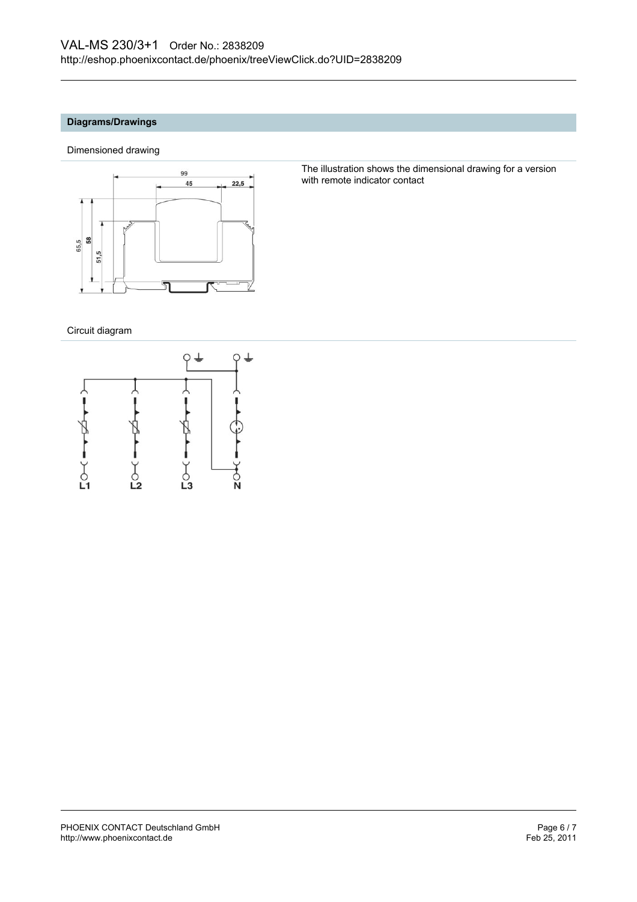## Diagrams/Drawings

### Dimensioned drawing

The illustration shows the dimensional drawing for a version with remote indicator contact

### Circuit diagram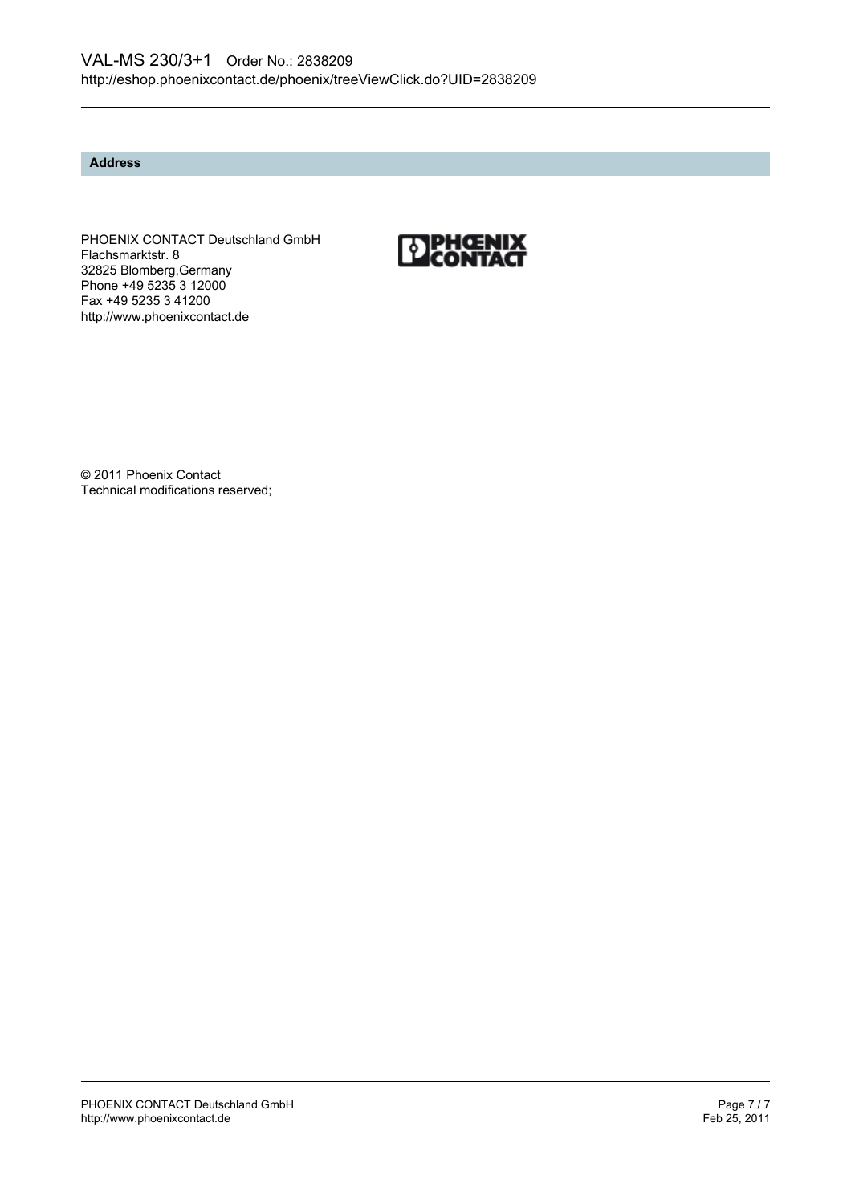## Address

PHOENIX CONTACT Deutschland GmbH
Flachsmarktstr. 8
32825 Blomberg,Germany
Phone +49 5235 3 12000
Fax +49 5235 3 41200
http://www.phoenixcontact.de

© 2011 Phoenix Contact
Technical modifications reserved;